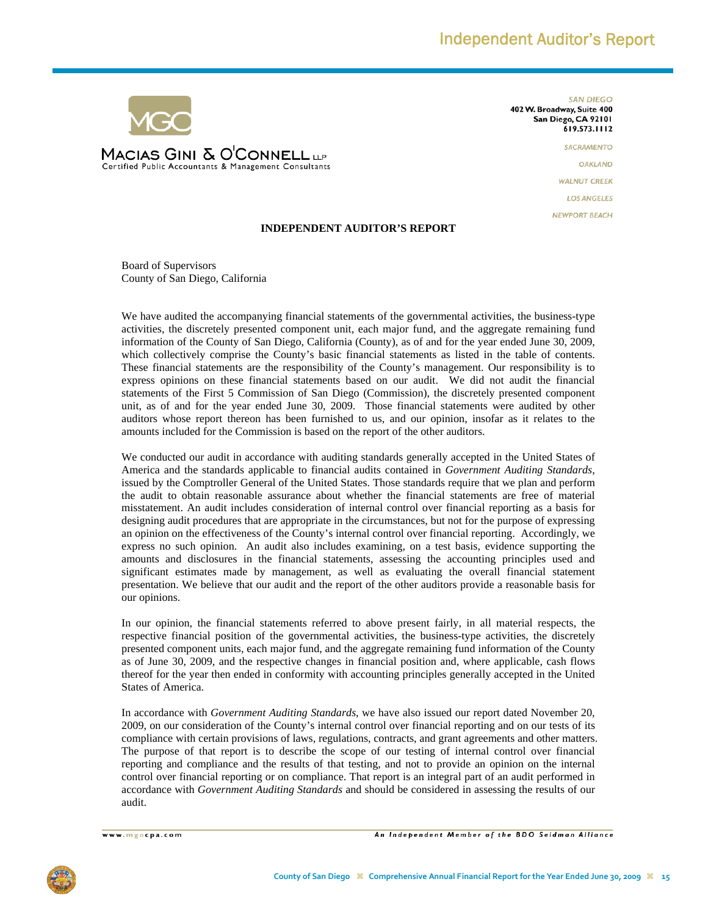# Independent Auditor's Report

MACIAS GINI & O'CONNELL LLP
Certified Public Accountants & Management Consultants

SAN DIEGO
402 W. Broadway, Suite 400
San Diego, CA 92101
619.573.1112

SACRAMENTO

OAKLAND

WALNUT CREEK

LOS ANGELES

NEWPORT BEACH

## INDEPENDENT AUDITOR'S REPORT

Board of Supervisors
County of San Diego, California

We have audited the accompanying financial statements of the governmental activities, the business-type activities, the discretely presented component unit, each major fund, and the aggregate remaining fund information of the County of San Diego, California (County), as of and for the year ended June 30, 2009, which collectively comprise the County's basic financial statements as listed in the table of contents. These financial statements are the responsibility of the County's management. Our responsibility is to express opinions on these financial statements based on our audit. We did not audit the financial statements of the First 5 Commission of San Diego (Commission), the discretely presented component unit, as of and for the year ended June 30, 2009. Those financial statements were audited by other auditors whose report thereon has been furnished to us, and our opinion, insofar as it relates to the amounts included for the Commission is based on the report of the other auditors.

We conducted our audit in accordance with auditing standards generally accepted in the United States of America and the standards applicable to financial audits contained in *Government Auditing Standards*, issued by the Comptroller General of the United States. Those standards require that we plan and perform the audit to obtain reasonable assurance about whether the financial statements are free of material misstatement. An audit includes consideration of internal control over financial reporting as a basis for designing audit procedures that are appropriate in the circumstances, but not for the purpose of expressing an opinion on the effectiveness of the County's internal control over financial reporting. Accordingly, we express no such opinion. An audit also includes examining, on a test basis, evidence supporting the amounts and disclosures in the financial statements, assessing the accounting principles used and significant estimates made by management, as well as evaluating the overall financial statement presentation. We believe that our audit and the report of the other auditors provide a reasonable basis for our opinions.

In our opinion, the financial statements referred to above present fairly, in all material respects, the respective financial position of the governmental activities, the business-type activities, the discretely presented component units, each major fund, and the aggregate remaining fund information of the County as of June 30, 2009, and the respective changes in financial position and, where applicable, cash flows thereof for the year then ended in conformity with accounting principles generally accepted in the United States of America.

In accordance with *Government Auditing Standards*, we have also issued our report dated November 20, 2009, on our consideration of the County's internal control over financial reporting and on our tests of its compliance with certain provisions of laws, regulations, contracts, and grant agreements and other matters. The purpose of that report is to describe the scope of our testing of internal control over financial reporting and compliance and the results of that testing, and not to provide an opinion on the internal control over financial reporting or on compliance. That report is an integral part of an audit performed in accordance with *Government Auditing Standards* and should be considered in assessing the results of our audit.

www.mgocpa.com

*An Independent Member of the BDO Seidman Alliance*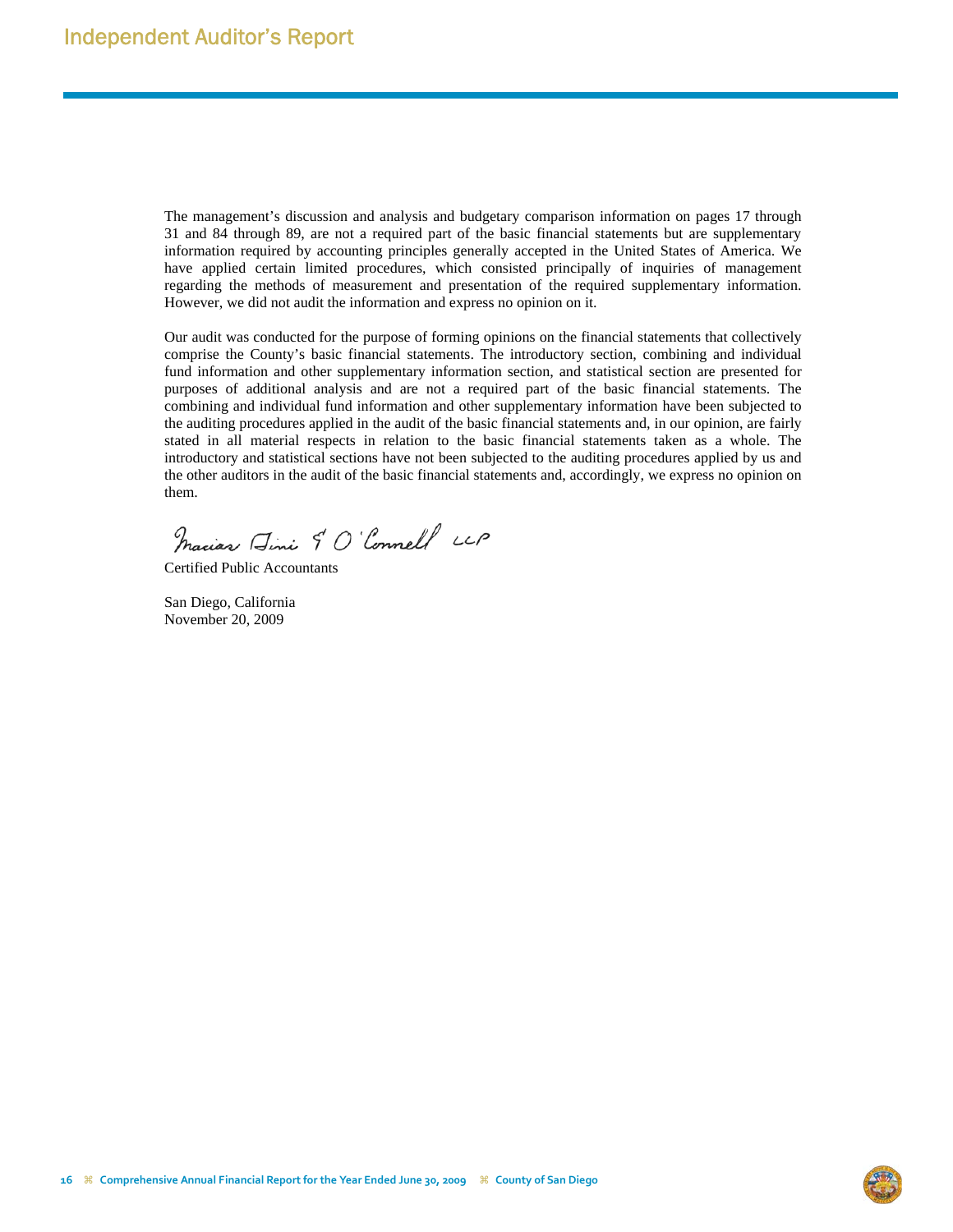# Independent Auditor's Report

The management's discussion and analysis and budgetary comparison information on pages 17 through 31 and 84 through 89, are not a required part of the basic financial statements but are supplementary information required by accounting principles generally accepted in the United States of America. We have applied certain limited procedures, which consisted principally of inquiries of management regarding the methods of measurement and presentation of the required supplementary information. However, we did not audit the information and express no opinion on it.

Our audit was conducted for the purpose of forming opinions on the financial statements that collectively comprise the County's basic financial statements. The introductory section, combining and individual fund information and other supplementary information section, and statistical section are presented for purposes of additional analysis and are not a required part of the basic financial statements. The combining and individual fund information and other supplementary information have been subjected to the auditing procedures applied in the audit of the basic financial statements and, in our opinion, are fairly stated in all material respects in relation to the basic financial statements taken as a whole. The introductory and statistical sections have not been subjected to the auditing procedures applied by us and the other auditors in the audit of the basic financial statements and, accordingly, we express no opinion on them.

Macias Gini & O'Connell LLP

Certified Public Accountants

San Diego, California
November 20, 2009